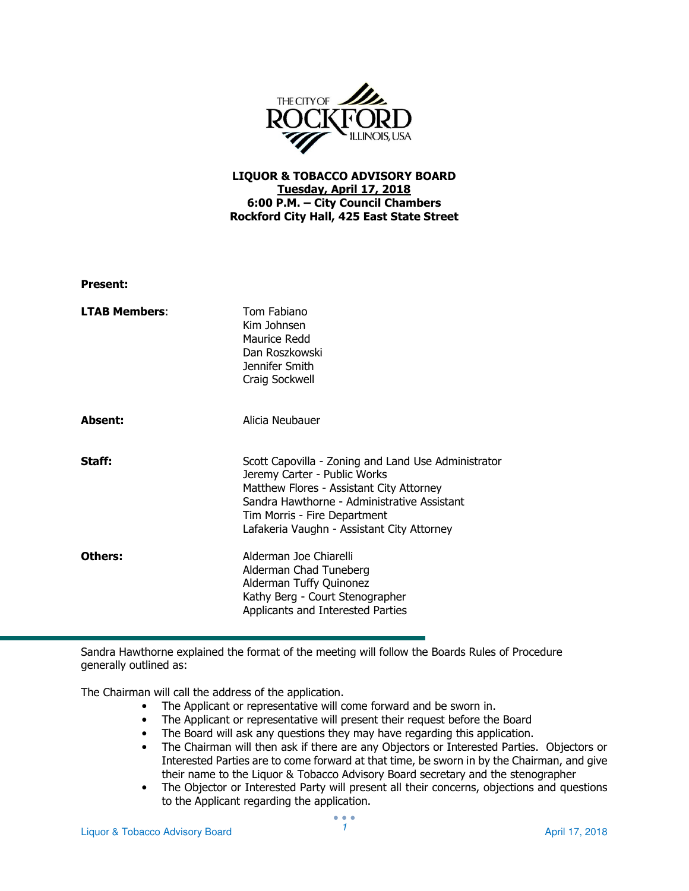**LIQUOR & TOBACCO ADVISORY BOARD**
**Tuesday, April 17, 2018**
**6:00 P.M. – City Council Chambers**
**Rockford City Hall, 425 East State Street**

**Present:**

| | |
|---|---|
| **LTAB Members**: | Tom Fabiano<br>Kim Johnsen<br>Maurice Redd<br>Dan Roszkowski<br>Jennifer Smith<br>Craig Sockwell |
| **Absent:** | Alicia Neubauer |
| **Staff:** | Scott Capovilla - Zoning and Land Use Administrator<br>Jeremy Carter - Public Works<br>Matthew Flores - Assistant City Attorney<br>Sandra Hawthorne - Administrative Assistant<br>Tim Morris - Fire Department<br>Lafakeria Vaughn - Assistant City Attorney |
| **Others:** | Alderman Joe Chiarelli<br>Alderman Chad Tuneberg<br>Alderman Tuffy Quinonez<br>Kathy Berg - Court Stenographer<br>Applicants and Interested Parties |

Sandra Hawthorne explained the format of the meeting will follow the Boards Rules of Procedure generally outlined as:

The Chairman will call the address of the application.

- The Applicant or representative will come forward and be sworn in.
- The Applicant or representative will present their request before the Board
- The Board will ask any questions they may have regarding this application.
- The Chairman will then ask if there are any Objectors or Interested Parties. Objectors or Interested Parties are to come forward at that time, be sworn in by the Chairman, and give their name to the Liquor & Tobacco Advisory Board secretary and the stenographer
- The Objector or Interested Party will present all their concerns, objections and questions to the Applicant regarding the application.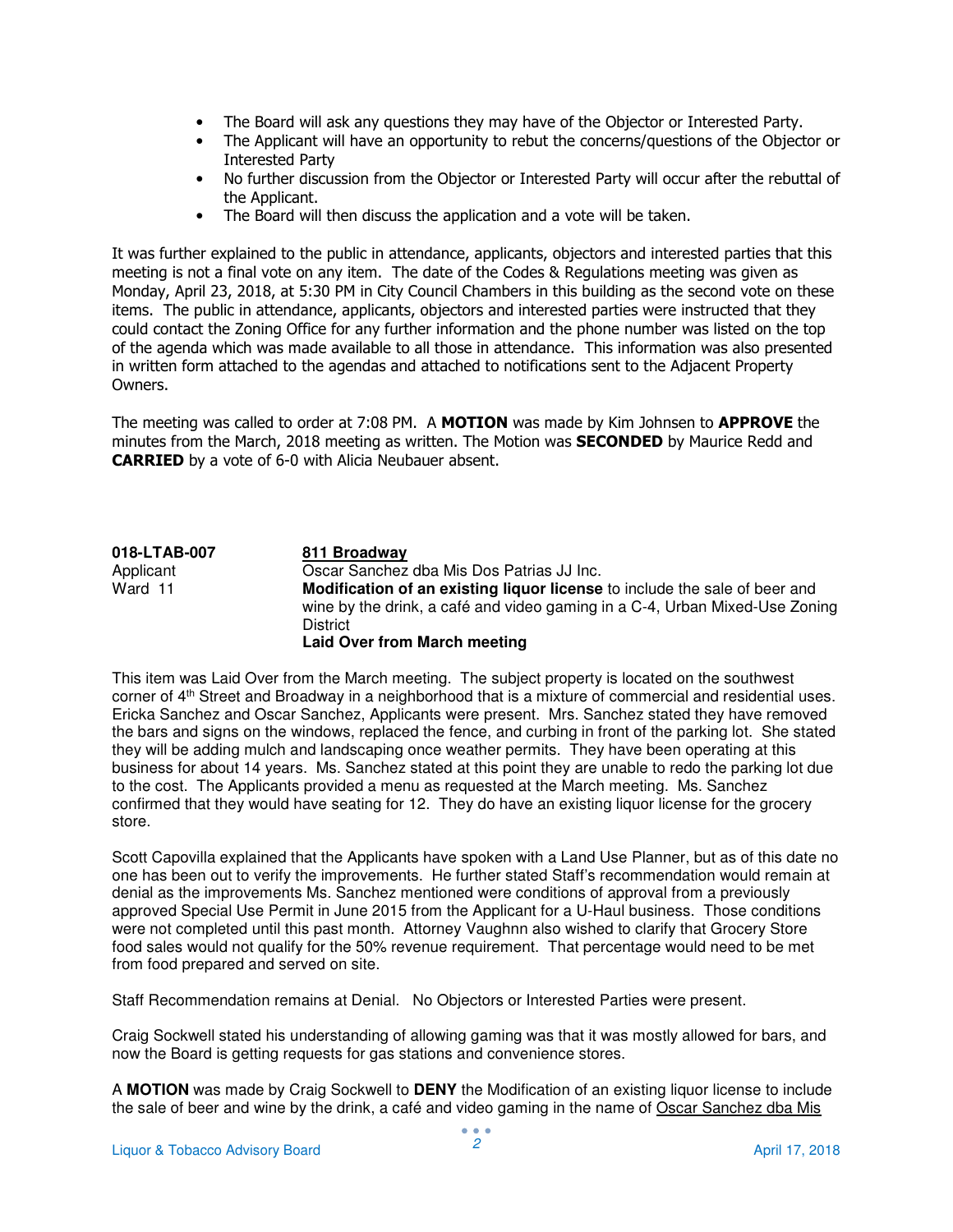- The Board will ask any questions they may have of the Objector or Interested Party.
- The Applicant will have an opportunity to rebut the concerns/questions of the Objector or Interested Party
- No further discussion from the Objector or Interested Party will occur after the rebuttal of the Applicant.
- The Board will then discuss the application and a vote will be taken.

It was further explained to the public in attendance, applicants, objectors and interested parties that this meeting is not a final vote on any item. The date of the Codes & Regulations meeting was given as Monday, April 23, 2018, at 5:30 PM in City Council Chambers in this building as the second vote on these items. The public in attendance, applicants, objectors and interested parties were instructed that they could contact the Zoning Office for any further information and the phone number was listed on the top of the agenda which was made available to all those in attendance. This information was also presented in written form attached to the agendas and attached to notifications sent to the Adjacent Property Owners.

The meeting was called to order at 7:08 PM. A **MOTION** was made by Kim Johnsen to **APPROVE** the minutes from the March, 2018 meeting as written. The Motion was **SECONDED** by Maurice Redd and **CARRIED** by a vote of 6-0 with Alicia Neubauer absent.

**018-LTAB-007** — **811 Broadway**
Applicant — Oscar Sanchez dba Mis Dos Patrias JJ Inc.
Ward 11 — **Modification of an existing liquor license** to include the sale of beer and wine by the drink, a café and video gaming in a C-4, Urban Mixed-Use Zoning District
**Laid Over from March meeting**

This item was Laid Over from the March meeting. The subject property is located on the southwest corner of 4th Street and Broadway in a neighborhood that is a mixture of commercial and residential uses. Ericka Sanchez and Oscar Sanchez, Applicants were present. Mrs. Sanchez stated they have removed the bars and signs on the windows, replaced the fence, and curbing in front of the parking lot. She stated they will be adding mulch and landscaping once weather permits. They have been operating at this business for about 14 years. Ms. Sanchez stated at this point they are unable to redo the parking lot due to the cost. The Applicants provided a menu as requested at the March meeting. Ms. Sanchez confirmed that they would have seating for 12. They do have an existing liquor license for the grocery store.

Scott Capovilla explained that the Applicants have spoken with a Land Use Planner, but as of this date no one has been out to verify the improvements. He further stated Staff's recommendation would remain at denial as the improvements Ms. Sanchez mentioned were conditions of approval from a previously approved Special Use Permit in June 2015 from the Applicant for a U-Haul business. Those conditions were not completed until this past month. Attorney Vaughnn also wished to clarify that Grocery Store food sales would not qualify for the 50% revenue requirement. That percentage would need to be met from food prepared and served on site.

Staff Recommendation remains at Denial. No Objectors or Interested Parties were present.

Craig Sockwell stated his understanding of allowing gaming was that it was mostly allowed for bars, and now the Board is getting requests for gas stations and convenience stores.

A **MOTION** was made by Craig Sockwell to **DENY** the Modification of an existing liquor license to include the sale of beer and wine by the drink, a café and video gaming in the name of Oscar Sanchez dba Mis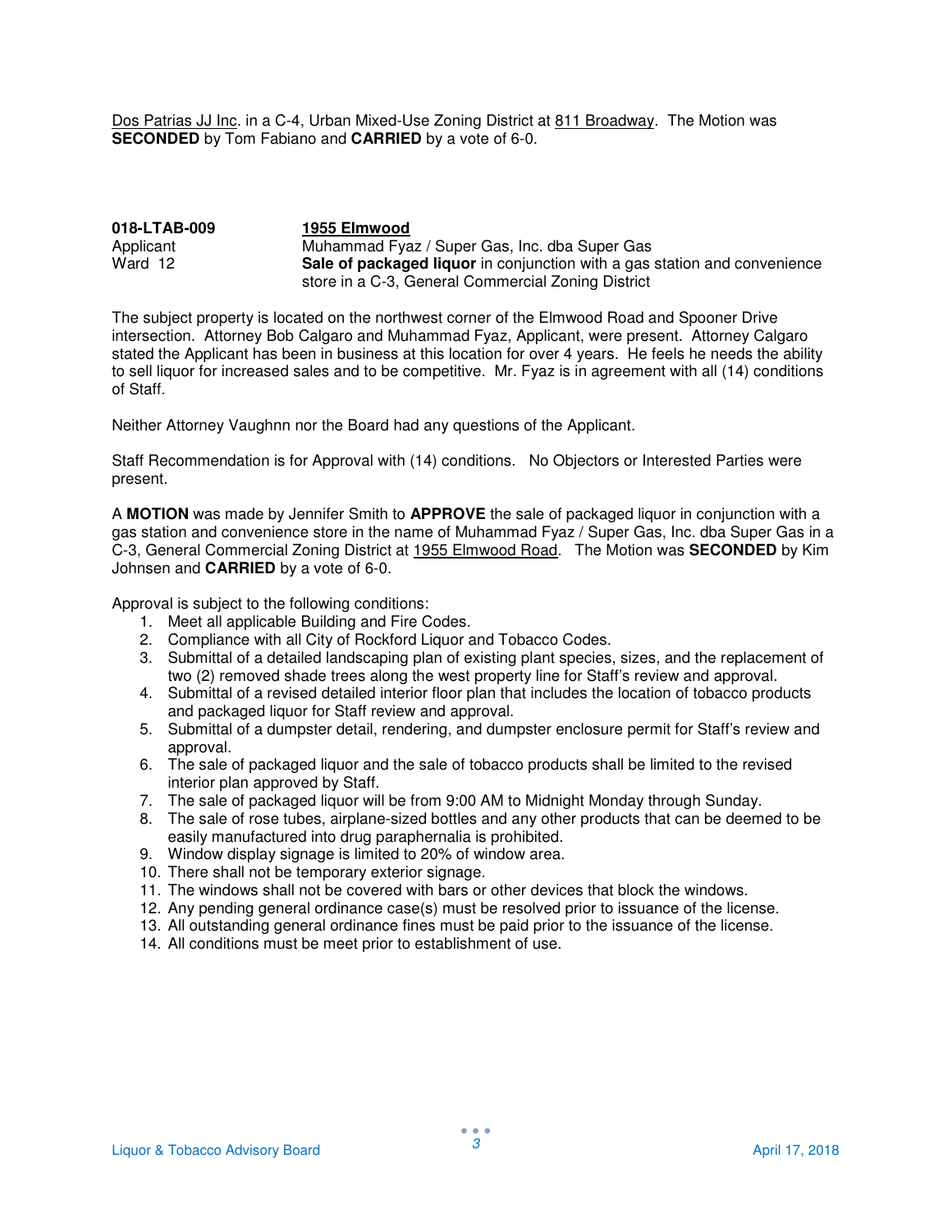Dos Patrias JJ Inc. in a C-4, Urban Mixed-Use Zoning District at 811 Broadway. The Motion was **SECONDED** by Tom Fabiano and **CARRIED** by a vote of 6-0.

**018-LTAB-009** — **1955 Elmwood**
Applicant — Muhammad Fyaz / Super Gas, Inc. dba Super Gas
Ward 12 — **Sale of packaged liquor** in conjunction with a gas station and convenience store in a C-3, General Commercial Zoning District

The subject property is located on the northwest corner of the Elmwood Road and Spooner Drive intersection. Attorney Bob Calgaro and Muhammad Fyaz, Applicant, were present. Attorney Calgaro stated the Applicant has been in business at this location for over 4 years. He feels he needs the ability to sell liquor for increased sales and to be competitive. Mr. Fyaz is in agreement with all (14) conditions of Staff.

Neither Attorney Vaughnn nor the Board had any questions of the Applicant.

Staff Recommendation is for Approval with (14) conditions. No Objectors or Interested Parties were present.

A **MOTION** was made by Jennifer Smith to **APPROVE** the sale of packaged liquor in conjunction with a gas station and convenience store in the name of Muhammad Fyaz / Super Gas, Inc. dba Super Gas in a C-3, General Commercial Zoning District at 1955 Elmwood Road. The Motion was **SECONDED** by Kim Johnsen and **CARRIED** by a vote of 6-0.

Approval is subject to the following conditions:

1. Meet all applicable Building and Fire Codes.
2. Compliance with all City of Rockford Liquor and Tobacco Codes.
3. Submittal of a detailed landscaping plan of existing plant species, sizes, and the replacement of two (2) removed shade trees along the west property line for Staff's review and approval.
4. Submittal of a revised detailed interior floor plan that includes the location of tobacco products and packaged liquor for Staff review and approval.
5. Submittal of a dumpster detail, rendering, and dumpster enclosure permit for Staff's review and approval.
6. The sale of packaged liquor and the sale of tobacco products shall be limited to the revised interior plan approved by Staff.
7. The sale of packaged liquor will be from 9:00 AM to Midnight Monday through Sunday.
8. The sale of rose tubes, airplane-sized bottles and any other products that can be deemed to be easily manufactured into drug paraphernalia is prohibited.
9. Window display signage is limited to 20% of window area.
10. There shall not be temporary exterior signage.
11. The windows shall not be covered with bars or other devices that block the windows.
12. Any pending general ordinance case(s) must be resolved prior to issuance of the license.
13. All outstanding general ordinance fines must be paid prior to the issuance of the license.
14. All conditions must be meet prior to establishment of use.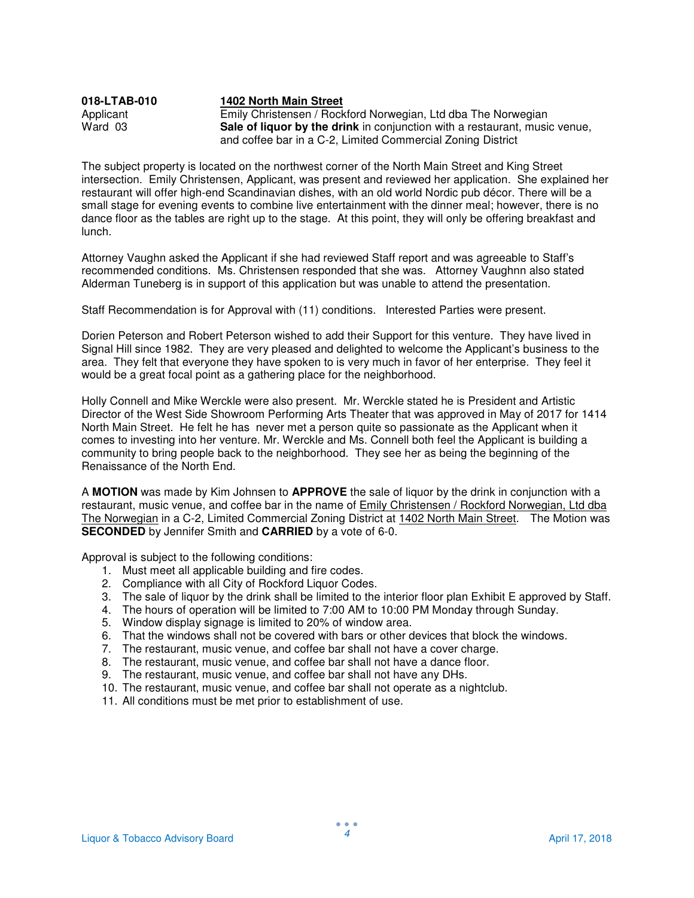**018-LTAB-010** **1402 North Main Street**
Applicant Emily Christensen / Rockford Norwegian, Ltd dba The Norwegian
Ward 03 **Sale of liquor by the drink** in conjunction with a restaurant, music venue, and coffee bar in a C-2, Limited Commercial Zoning District

The subject property is located on the northwest corner of the North Main Street and King Street intersection. Emily Christensen, Applicant, was present and reviewed her application. She explained her restaurant will offer high-end Scandinavian dishes, with an old world Nordic pub décor. There will be a small stage for evening events to combine live entertainment with the dinner meal; however, there is no dance floor as the tables are right up to the stage. At this point, they will only be offering breakfast and lunch.

Attorney Vaughn asked the Applicant if she had reviewed Staff report and was agreeable to Staff's recommended conditions. Ms. Christensen responded that she was. Attorney Vaughnn also stated Alderman Tuneberg is in support of this application but was unable to attend the presentation.

Staff Recommendation is for Approval with (11) conditions. Interested Parties were present.

Dorien Peterson and Robert Peterson wished to add their Support for this venture. They have lived in Signal Hill since 1982. They are very pleased and delighted to welcome the Applicant's business to the area. They felt that everyone they have spoken to is very much in favor of her enterprise. They feel it would be a great focal point as a gathering place for the neighborhood.

Holly Connell and Mike Werckle were also present. Mr. Werckle stated he is President and Artistic Director of the West Side Showroom Performing Arts Theater that was approved in May of 2017 for 1414 North Main Street. He felt he has never met a person quite so passionate as the Applicant when it comes to investing into her venture. Mr. Werckle and Ms. Connell both feel the Applicant is building a community to bring people back to the neighborhood. They see her as being the beginning of the Renaissance of the North End.

A **MOTION** was made by Kim Johnsen to **APPROVE** the sale of liquor by the drink in conjunction with a restaurant, music venue, and coffee bar in the name of Emily Christensen / Rockford Norwegian, Ltd dba The Norwegian in a C-2, Limited Commercial Zoning District at 1402 North Main Street. The Motion was **SECONDED** by Jennifer Smith and **CARRIED** by a vote of 6-0.

Approval is subject to the following conditions:

1. Must meet all applicable building and fire codes.
2. Compliance with all City of Rockford Liquor Codes.
3. The sale of liquor by the drink shall be limited to the interior floor plan Exhibit E approved by Staff.
4. The hours of operation will be limited to 7:00 AM to 10:00 PM Monday through Sunday.
5. Window display signage is limited to 20% of window area.
6. That the windows shall not be covered with bars or other devices that block the windows.
7. The restaurant, music venue, and coffee bar shall not have a cover charge.
8. The restaurant, music venue, and coffee bar shall not have a dance floor.
9. The restaurant, music venue, and coffee bar shall not have any DHs.
10. The restaurant, music venue, and coffee bar shall not operate as a nightclub.
11. All conditions must be met prior to establishment of use.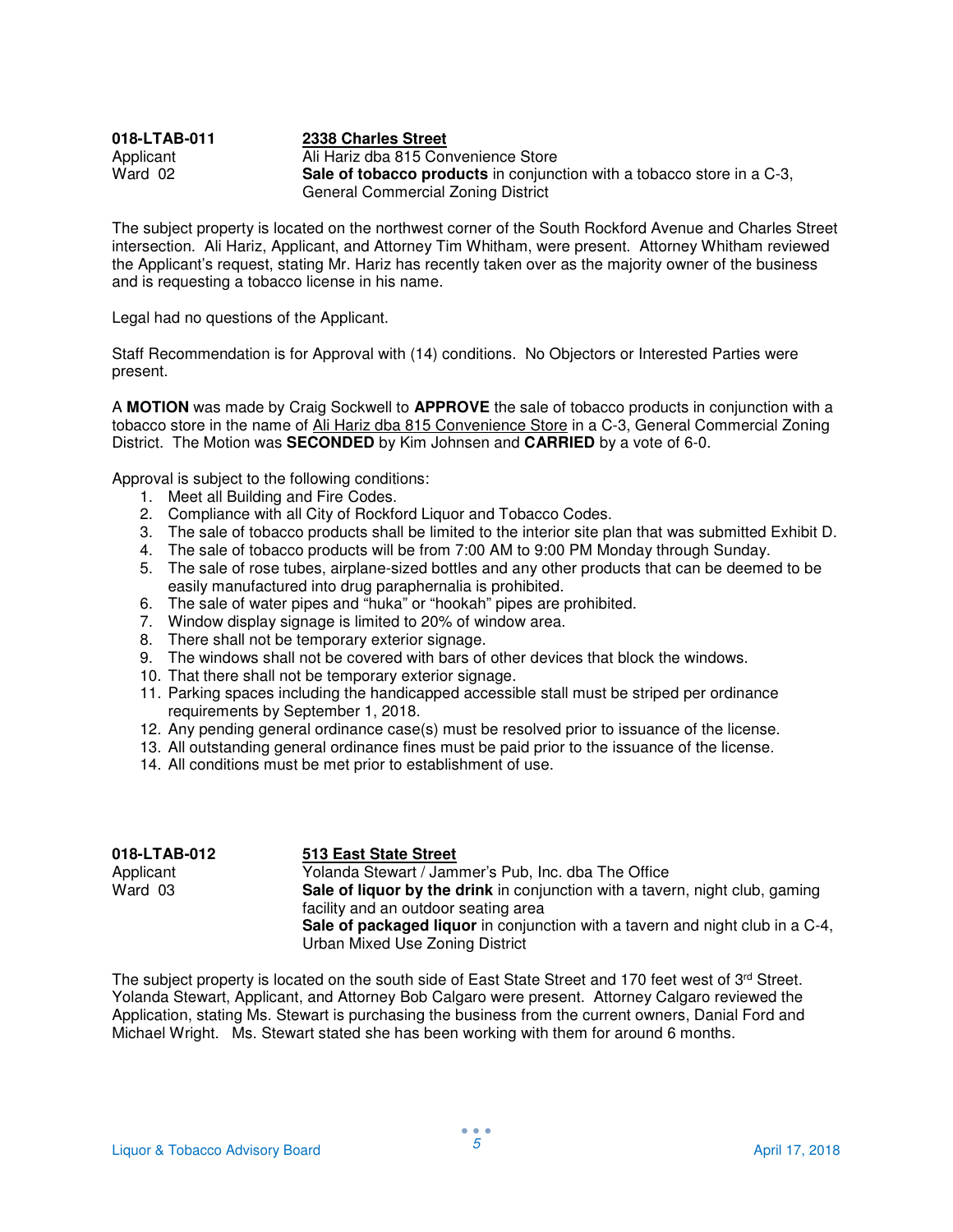| | |
|---|---|
| **018-LTAB-011** | **<u>2338 Charles Street</u>** |
| Applicant | Ali Hariz dba 815 Convenience Store |
| Ward 02 | **Sale of tobacco products** in conjunction with a tobacco store in a C-3, General Commercial Zoning District |

The subject property is located on the northwest corner of the South Rockford Avenue and Charles Street intersection. Ali Hariz, Applicant, and Attorney Tim Whitham, were present. Attorney Whitham reviewed the Applicant's request, stating Mr. Hariz has recently taken over as the majority owner of the business and is requesting a tobacco license in his name.

Legal had no questions of the Applicant.

Staff Recommendation is for Approval with (14) conditions. No Objectors or Interested Parties were present.

A **MOTION** was made by Craig Sockwell to **APPROVE** the sale of tobacco products in conjunction with a tobacco store in the name of <u>Ali Hariz dba 815 Convenience Store</u> in a C-3, General Commercial Zoning District. The Motion was **SECONDED** by Kim Johnsen and **CARRIED** by a vote of 6-0.

Approval is subject to the following conditions:

1. Meet all Building and Fire Codes.
2. Compliance with all City of Rockford Liquor and Tobacco Codes.
3. The sale of tobacco products shall be limited to the interior site plan that was submitted Exhibit D.
4. The sale of tobacco products will be from 7:00 AM to 9:00 PM Monday through Sunday.
5. The sale of rose tubes, airplane-sized bottles and any other products that can be deemed to be easily manufactured into drug paraphernalia is prohibited.
6. The sale of water pipes and "huka" or "hookah" pipes are prohibited.
7. Window display signage is limited to 20% of window area.
8. There shall not be temporary exterior signage.
9. The windows shall not be covered with bars of other devices that block the windows.
10. That there shall not be temporary exterior signage.
11. Parking spaces including the handicapped accessible stall must be striped per ordinance requirements by September 1, 2018.
12. Any pending general ordinance case(s) must be resolved prior to issuance of the license.
13. All outstanding general ordinance fines must be paid prior to the issuance of the license.
14. All conditions must be met prior to establishment of use.

| | |
|---|---|
| **018-LTAB-012** | **<u>513 East State Street</u>** |
| Applicant | Yolanda Stewart / Jammer's Pub, Inc. dba The Office |
| Ward 03 | **Sale of liquor by the drink** in conjunction with a tavern, night club, gaming facility and an outdoor seating area<br>**Sale of packaged liquor** in conjunction with a tavern and night club in a C-4, Urban Mixed Use Zoning District |

The subject property is located on the south side of East State Street and 170 feet west of 3rd Street. Yolanda Stewart, Applicant, and Attorney Bob Calgaro were present. Attorney Calgaro reviewed the Application, stating Ms. Stewart is purchasing the business from the current owners, Danial Ford and Michael Wright. Ms. Stewart stated she has been working with them for around 6 months.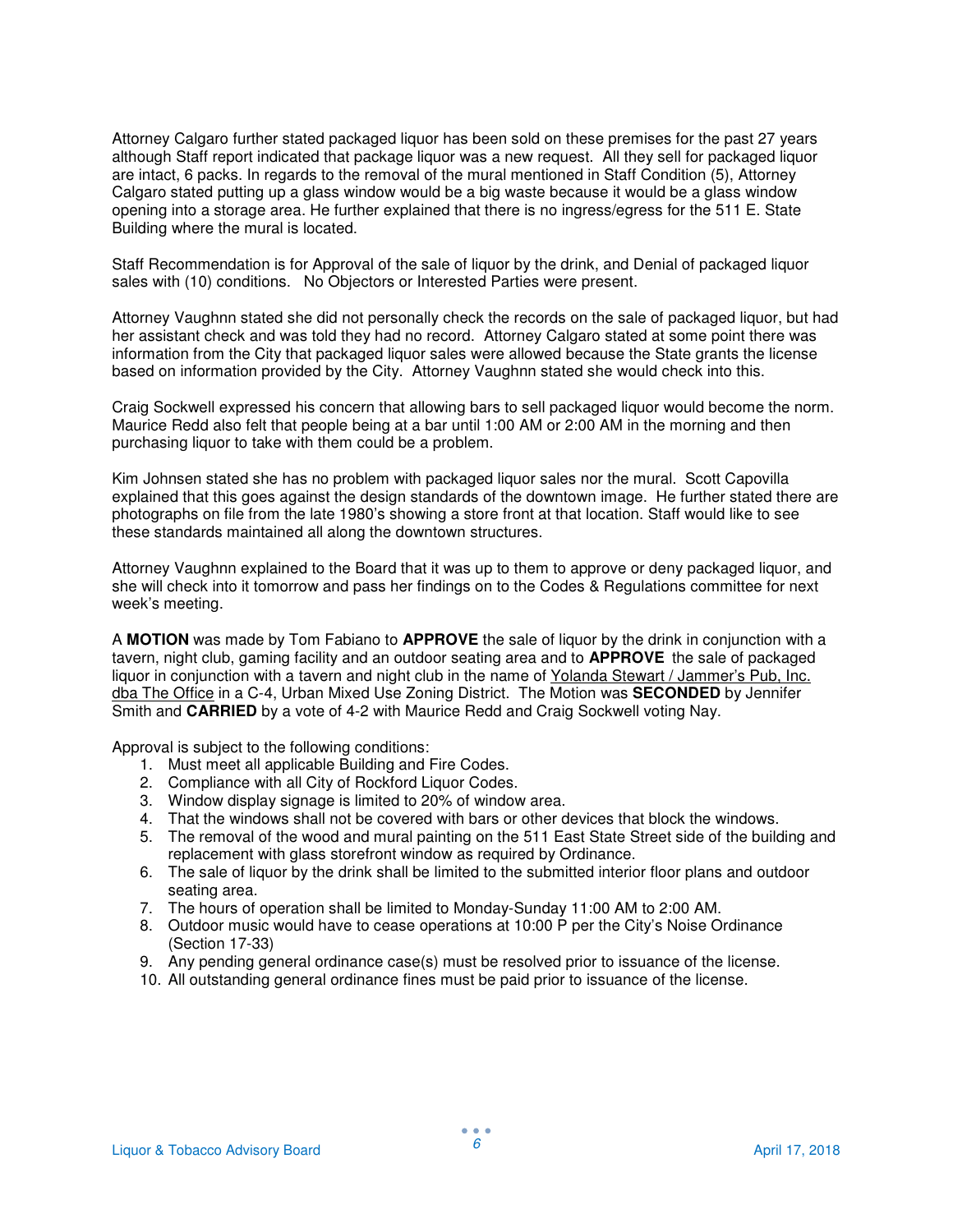Attorney Calgaro further stated packaged liquor has been sold on these premises for the past 27 years although Staff report indicated that package liquor was a new request. All they sell for packaged liquor are intact, 6 packs. In regards to the removal of the mural mentioned in Staff Condition (5), Attorney Calgaro stated putting up a glass window would be a big waste because it would be a glass window opening into a storage area. He further explained that there is no ingress/egress for the 511 E. State Building where the mural is located.

Staff Recommendation is for Approval of the sale of liquor by the drink, and Denial of packaged liquor sales with (10) conditions. No Objectors or Interested Parties were present.

Attorney Vaughnn stated she did not personally check the records on the sale of packaged liquor, but had her assistant check and was told they had no record. Attorney Calgaro stated at some point there was information from the City that packaged liquor sales were allowed because the State grants the license based on information provided by the City. Attorney Vaughnn stated she would check into this.

Craig Sockwell expressed his concern that allowing bars to sell packaged liquor would become the norm. Maurice Redd also felt that people being at a bar until 1:00 AM or 2:00 AM in the morning and then purchasing liquor to take with them could be a problem.

Kim Johnsen stated she has no problem with packaged liquor sales nor the mural. Scott Capovilla explained that this goes against the design standards of the downtown image. He further stated there are photographs on file from the late 1980's showing a store front at that location. Staff would like to see these standards maintained all along the downtown structures.

Attorney Vaughnn explained to the Board that it was up to them to approve or deny packaged liquor, and she will check into it tomorrow and pass her findings on to the Codes & Regulations committee for next week's meeting.

A **MOTION** was made by Tom Fabiano to **APPROVE** the sale of liquor by the drink in conjunction with a tavern, night club, gaming facility and an outdoor seating area and to **APPROVE** the sale of packaged liquor in conjunction with a tavern and night club in the name of Yolanda Stewart / Jammer's Pub, Inc. dba The Office in a C-4, Urban Mixed Use Zoning District. The Motion was **SECONDED** by Jennifer Smith and **CARRIED** by a vote of 4-2 with Maurice Redd and Craig Sockwell voting Nay.

Approval is subject to the following conditions:

1. Must meet all applicable Building and Fire Codes.
2. Compliance with all City of Rockford Liquor Codes.
3. Window display signage is limited to 20% of window area.
4. That the windows shall not be covered with bars or other devices that block the windows.
5. The removal of the wood and mural painting on the 511 East State Street side of the building and replacement with glass storefront window as required by Ordinance.
6. The sale of liquor by the drink shall be limited to the submitted interior floor plans and outdoor seating area.
7. The hours of operation shall be limited to Monday-Sunday 11:00 AM to 2:00 AM.
8. Outdoor music would have to cease operations at 10:00 P per the City's Noise Ordinance (Section 17-33)
9. Any pending general ordinance case(s) must be resolved prior to issuance of the license.
10. All outstanding general ordinance fines must be paid prior to issuance of the license.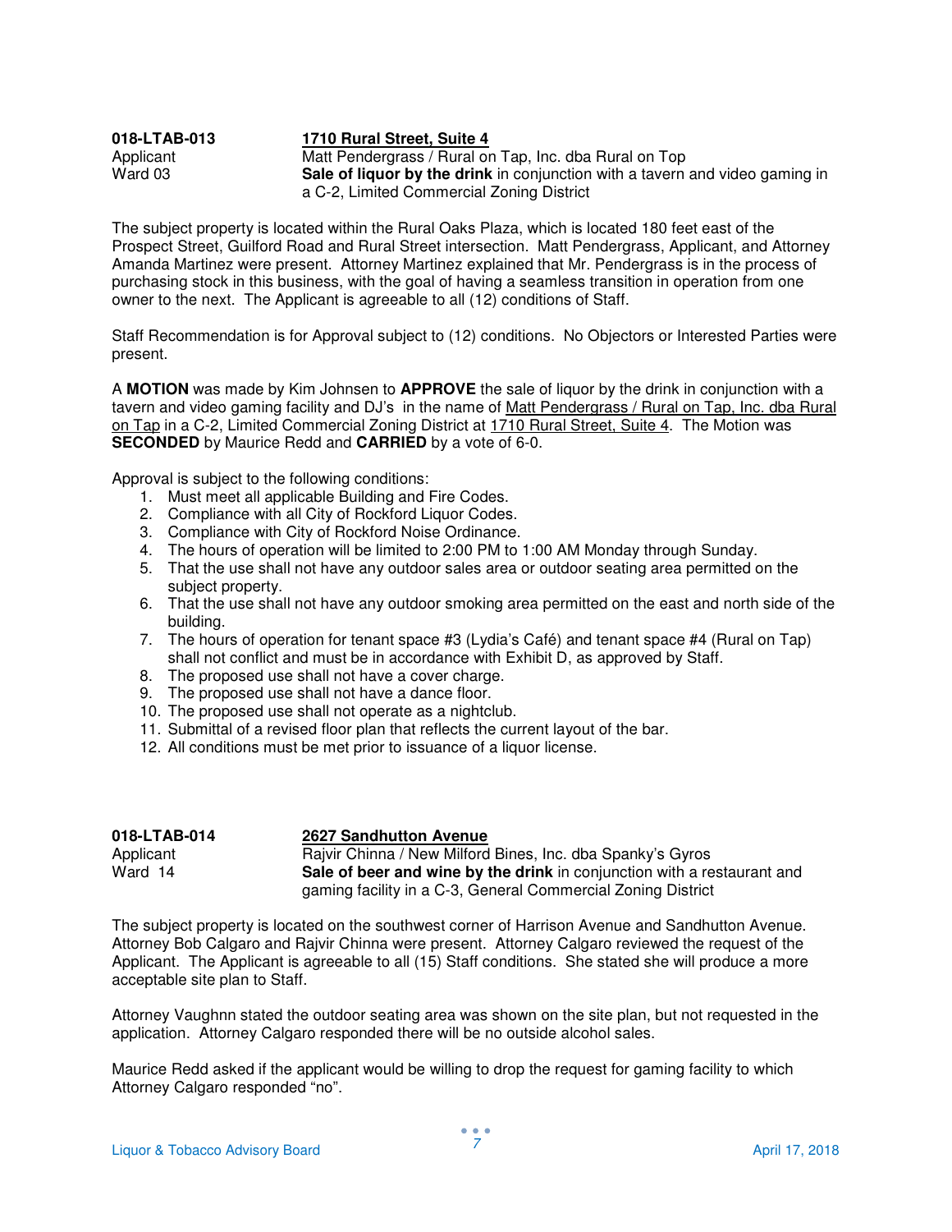**018-LTAB-013** **1710 Rural Street, Suite 4**
Applicant Matt Pendergrass / Rural on Tap, Inc. dba Rural on Top
Ward 03 **Sale of liquor by the drink** in conjunction with a tavern and video gaming in a C-2, Limited Commercial Zoning District

The subject property is located within the Rural Oaks Plaza, which is located 180 feet east of the Prospect Street, Guilford Road and Rural Street intersection. Matt Pendergrass, Applicant, and Attorney Amanda Martinez were present. Attorney Martinez explained that Mr. Pendergrass is in the process of purchasing stock in this business, with the goal of having a seamless transition in operation from one owner to the next. The Applicant is agreeable to all (12) conditions of Staff.

Staff Recommendation is for Approval subject to (12) conditions. No Objectors or Interested Parties were present.

A **MOTION** was made by Kim Johnsen to **APPROVE** the sale of liquor by the drink in conjunction with a tavern and video gaming facility and DJ's in the name of Matt Pendergrass / Rural on Tap, Inc. dba Rural on Tap in a C-2, Limited Commercial Zoning District at 1710 Rural Street, Suite 4. The Motion was **SECONDED** by Maurice Redd and **CARRIED** by a vote of 6-0.

Approval is subject to the following conditions:

1. Must meet all applicable Building and Fire Codes.
2. Compliance with all City of Rockford Liquor Codes.
3. Compliance with City of Rockford Noise Ordinance.
4. The hours of operation will be limited to 2:00 PM to 1:00 AM Monday through Sunday.
5. That the use shall not have any outdoor sales area or outdoor seating area permitted on the subject property.
6. That the use shall not have any outdoor smoking area permitted on the east and north side of the building.
7. The hours of operation for tenant space #3 (Lydia's Café) and tenant space #4 (Rural on Tap) shall not conflict and must be in accordance with Exhibit D, as approved by Staff.
8. The proposed use shall not have a cover charge.
9. The proposed use shall not have a dance floor.
10. The proposed use shall not operate as a nightclub.
11. Submittal of a revised floor plan that reflects the current layout of the bar.
12. All conditions must be met prior to issuance of a liquor license.

**018-LTAB-014** **2627 Sandhutton Avenue**
Applicant Rajvir Chinna / New Milford Bines, Inc. dba Spanky's Gyros
Ward 14 **Sale of beer and wine by the drink** in conjunction with a restaurant and gaming facility in a C-3, General Commercial Zoning District

The subject property is located on the southwest corner of Harrison Avenue and Sandhutton Avenue. Attorney Bob Calgaro and Rajvir Chinna were present. Attorney Calgaro reviewed the request of the Applicant. The Applicant is agreeable to all (15) Staff conditions. She stated she will produce a more acceptable site plan to Staff.

Attorney Vaughnn stated the outdoor seating area was shown on the site plan, but not requested in the application. Attorney Calgaro responded there will be no outside alcohol sales.

Maurice Redd asked if the applicant would be willing to drop the request for gaming facility to which Attorney Calgaro responded "no".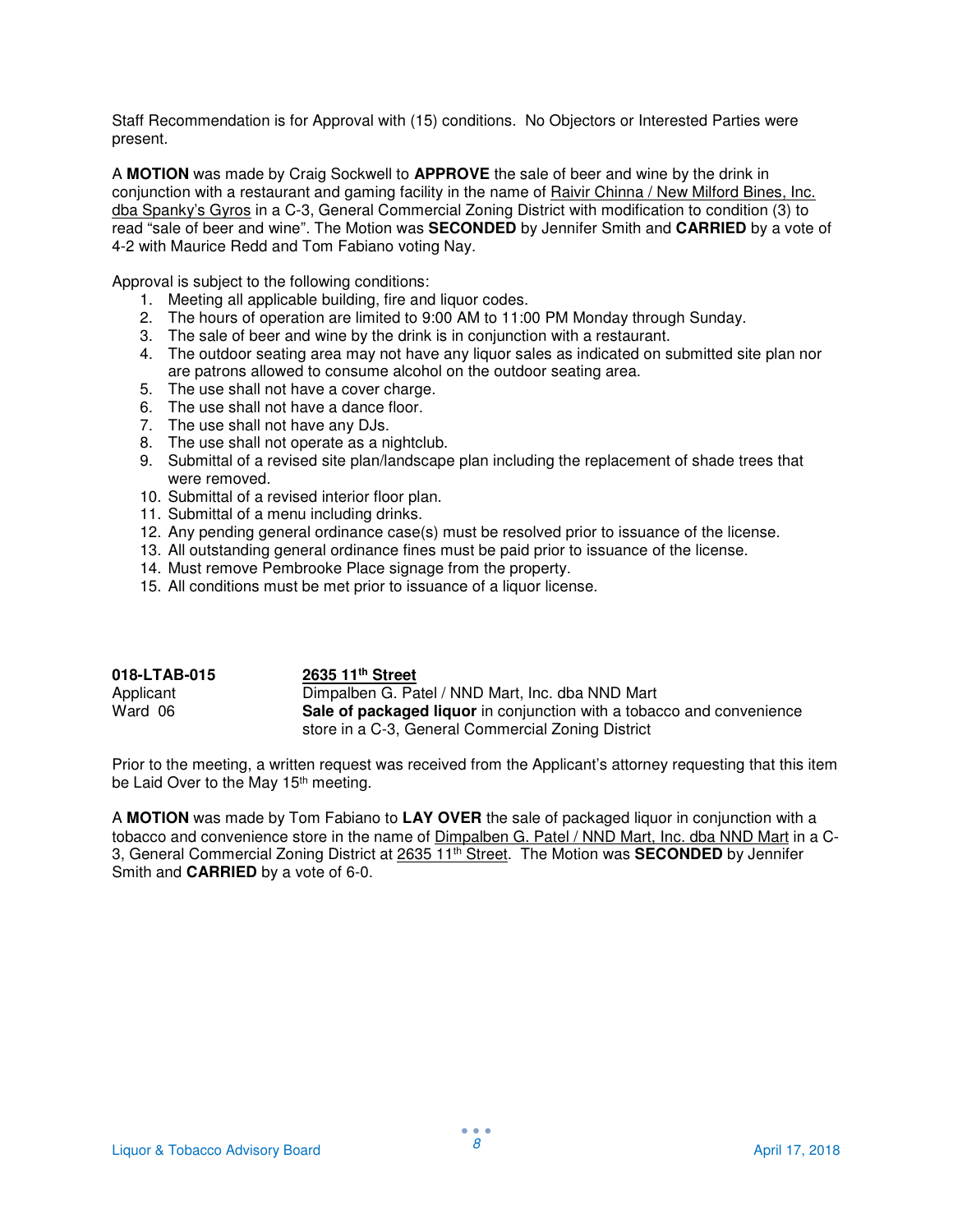Staff Recommendation is for Approval with (15) conditions. No Objectors or Interested Parties were present.

A **MOTION** was made by Craig Sockwell to **APPROVE** the sale of beer and wine by the drink in conjunction with a restaurant and gaming facility in the name of Raivir Chinna / New Milford Bines, Inc. dba Spanky's Gyros in a C-3, General Commercial Zoning District with modification to condition (3) to read "sale of beer and wine". The Motion was **SECONDED** by Jennifer Smith and **CARRIED** by a vote of 4-2 with Maurice Redd and Tom Fabiano voting Nay.

Approval is subject to the following conditions:

1. Meeting all applicable building, fire and liquor codes.
2. The hours of operation are limited to 9:00 AM to 11:00 PM Monday through Sunday.
3. The sale of beer and wine by the drink is in conjunction with a restaurant.
4. The outdoor seating area may not have any liquor sales as indicated on submitted site plan nor are patrons allowed to consume alcohol on the outdoor seating area.
5. The use shall not have a cover charge.
6. The use shall not have a dance floor.
7. The use shall not have any DJs.
8. The use shall not operate as a nightclub.
9. Submittal of a revised site plan/landscape plan including the replacement of shade trees that were removed.
10. Submittal of a revised interior floor plan.
11. Submittal of a menu including drinks.
12. Any pending general ordinance case(s) must be resolved prior to issuance of the license.
13. All outstanding general ordinance fines must be paid prior to issuance of the license.
14. Must remove Pembrooke Place signage from the property.
15. All conditions must be met prior to issuance of a liquor license.

**018-LTAB-015** — **2635 11th Street**
Applicant — Dimpalben G. Patel / NND Mart, Inc. dba NND Mart
Ward 06 — **Sale of packaged liquor** in conjunction with a tobacco and convenience store in a C-3, General Commercial Zoning District

Prior to the meeting, a written request was received from the Applicant's attorney requesting that this item be Laid Over to the May 15th meeting.

A **MOTION** was made by Tom Fabiano to **LAY OVER** the sale of packaged liquor in conjunction with a tobacco and convenience store in the name of Dimpalben G. Patel / NND Mart, Inc. dba NND Mart in a C-3, General Commercial Zoning District at 2635 11th Street. The Motion was **SECONDED** by Jennifer Smith and **CARRIED** by a vote of 6-0.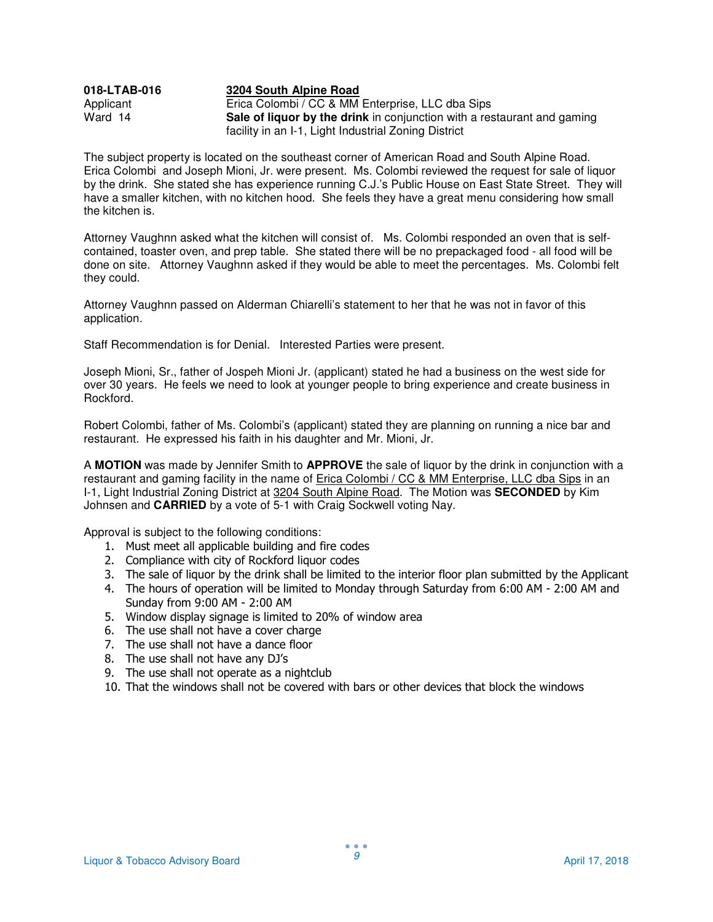| **018-LTAB-016** | **3204 South Alpine Road** |
|---|---|
| Applicant | Erica Colombi / CC & MM Enterprise, LLC dba Sips |
| Ward 14 | **Sale of liquor by the drink** in conjunction with a restaurant and gaming facility in an I-1, Light Industrial Zoning District |

The subject property is located on the southeast corner of American Road and South Alpine Road. Erica Colombi and Joseph Mioni, Jr. were present. Ms. Colombi reviewed the request for sale of liquor by the drink. She stated she has experience running C.J.'s Public House on East State Street. They will have a smaller kitchen, with no kitchen hood. She feels they have a great menu considering how small the kitchen is.

Attorney Vaughnn asked what the kitchen will consist of. Ms. Colombi responded an oven that is self-contained, toaster oven, and prep table. She stated there will be no prepackaged food - all food will be done on site. Attorney Vaughnn asked if they would be able to meet the percentages. Ms. Colombi felt they could.

Attorney Vaughnn passed on Alderman Chiarelli's statement to her that he was not in favor of this application.

Staff Recommendation is for Denial. Interested Parties were present.

Joseph Mioni, Sr., father of Jospeph Mioni Jr. (applicant) stated he had a business on the west side for over 30 years. He feels we need to look at younger people to bring experience and create business in Rockford.

Robert Colombi, father of Ms. Colombi's (applicant) stated they are planning on running a nice bar and restaurant. He expressed his faith in his daughter and Mr. Mioni, Jr.

A **MOTION** was made by Jennifer Smith to **APPROVE** the sale of liquor by the drink in conjunction with a restaurant and gaming facility in the name of Erica Colombi / CC & MM Enterprise, LLC dba Sips in an I-1, Light Industrial Zoning District at 3204 South Alpine Road. The Motion was **SECONDED** by Kim Johnsen and **CARRIED** by a vote of 5-1 with Craig Sockwell voting Nay.

Approval is subject to the following conditions:

1. Must meet all applicable building and fire codes
2. Compliance with city of Rockford liquor codes
3. The sale of liquor by the drink shall be limited to the interior floor plan submitted by the Applicant
4. The hours of operation will be limited to Monday through Saturday from 6:00 AM - 2:00 AM and Sunday from 9:00 AM - 2:00 AM
5. Window display signage is limited to 20% of window area
6. The use shall not have a cover charge
7. The use shall not have a dance floor
8. The use shall not have any DJ's
9. The use shall not operate as a nightclub
10. That the windows shall not be covered with bars or other devices that block the windows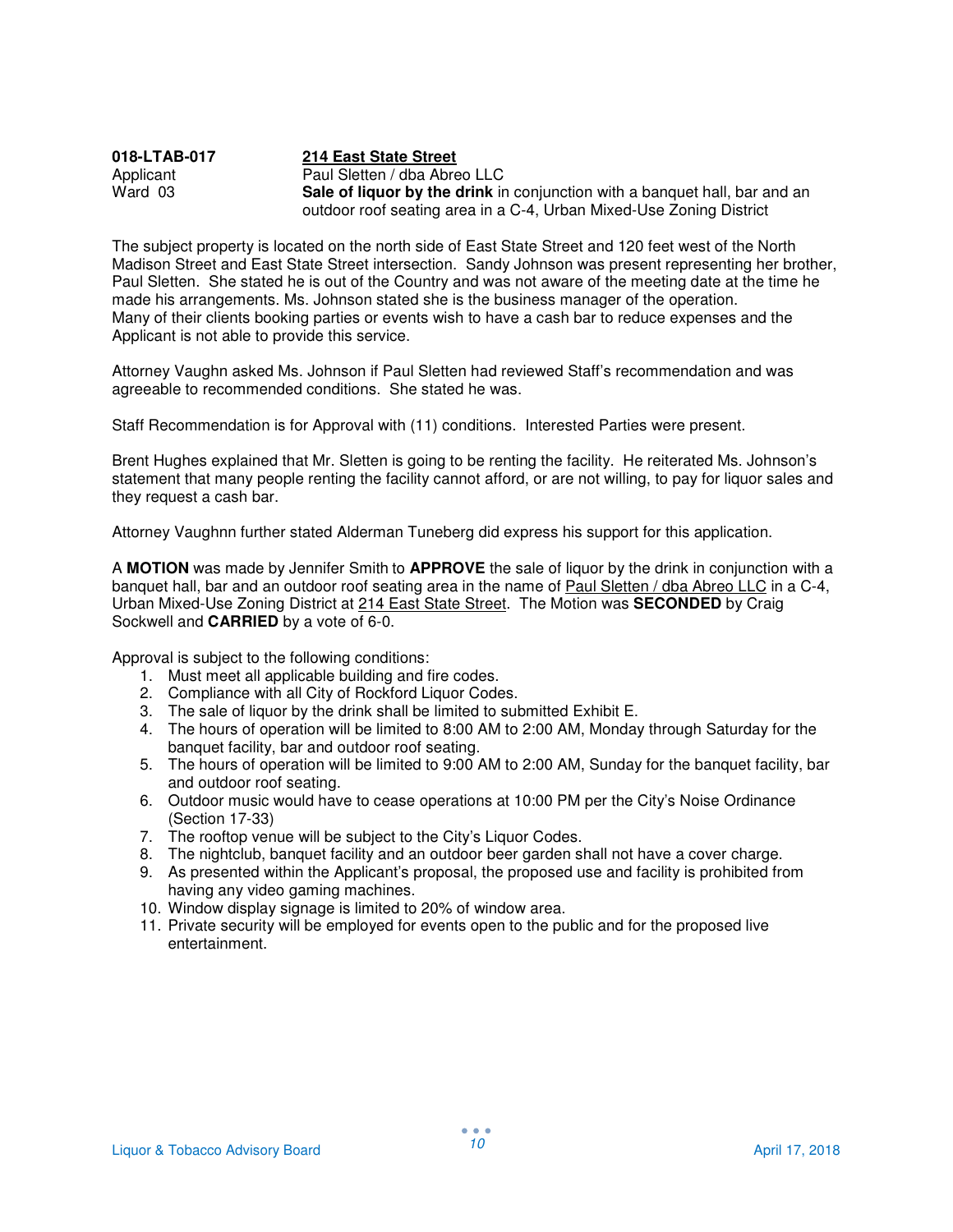**018-LTAB-017** **<u>214 East State Street</u>**
Applicant Paul Sletten / dba Abreo LLC
Ward 03 **Sale of liquor by the drink** in conjunction with a banquet hall, bar and an outdoor roof seating area in a C-4, Urban Mixed-Use Zoning District

The subject property is located on the north side of East State Street and 120 feet west of the North Madison Street and East State Street intersection. Sandy Johnson was present representing her brother, Paul Sletten. She stated he is out of the Country and was not aware of the meeting date at the time he made his arrangements. Ms. Johnson stated she is the business manager of the operation. Many of their clients booking parties or events wish to have a cash bar to reduce expenses and the Applicant is not able to provide this service.

Attorney Vaughn asked Ms. Johnson if Paul Sletten had reviewed Staff's recommendation and was agreeable to recommended conditions. She stated he was.

Staff Recommendation is for Approval with (11) conditions. Interested Parties were present.

Brent Hughes explained that Mr. Sletten is going to be renting the facility. He reiterated Ms. Johnson's statement that many people renting the facility cannot afford, or are not willing, to pay for liquor sales and they request a cash bar.

Attorney Vaughnn further stated Alderman Tuneberg did express his support for this application.

A **MOTION** was made by Jennifer Smith to **APPROVE** the sale of liquor by the drink in conjunction with a banquet hall, bar and an outdoor roof seating area in the name of <u>Paul Sletten / dba Abreo LLC</u> in a C-4, Urban Mixed-Use Zoning District at <u>214 East State Street</u>. The Motion was **SECONDED** by Craig Sockwell and **CARRIED** by a vote of 6-0.

Approval is subject to the following conditions:

1. Must meet all applicable building and fire codes.
2. Compliance with all City of Rockford Liquor Codes.
3. The sale of liquor by the drink shall be limited to submitted Exhibit E.
4. The hours of operation will be limited to 8:00 AM to 2:00 AM, Monday through Saturday for the banquet facility, bar and outdoor roof seating.
5. The hours of operation will be limited to 9:00 AM to 2:00 AM, Sunday for the banquet facility, bar and outdoor roof seating.
6. Outdoor music would have to cease operations at 10:00 PM per the City's Noise Ordinance (Section 17-33)
7. The rooftop venue will be subject to the City's Liquor Codes.
8. The nightclub, banquet facility and an outdoor beer garden shall not have a cover charge.
9. As presented within the Applicant's proposal, the proposed use and facility is prohibited from having any video gaming machines.
10. Window display signage is limited to 20% of window area.
11. Private security will be employed for events open to the public and for the proposed live entertainment.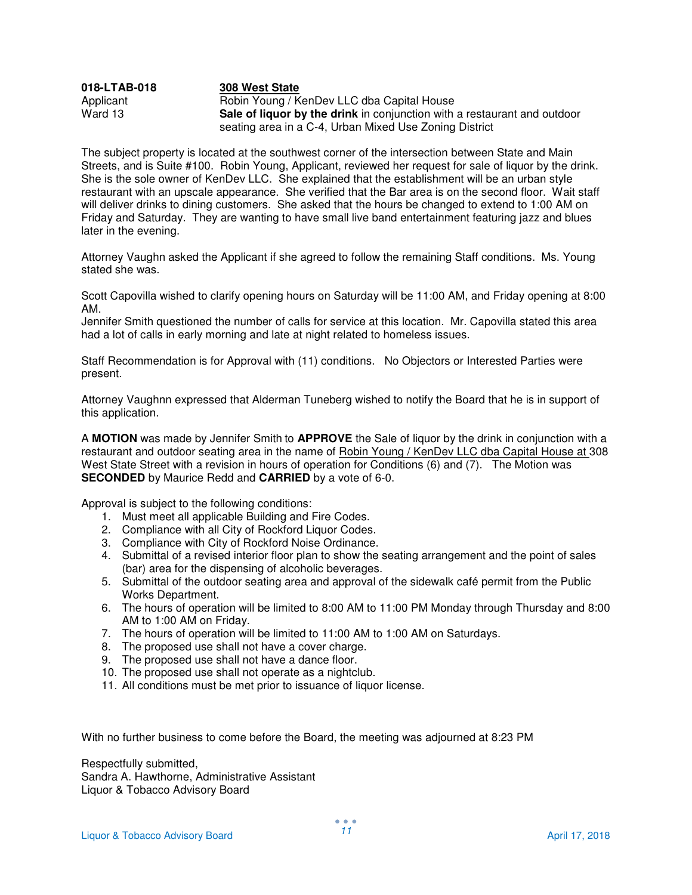| | |
|---|---|
| **018-LTAB-018** | **<u>308 West State</u>** |
| Applicant | Robin Young / KenDev LLC dba Capital House |
| Ward 13 | **Sale of liquor by the drink** in conjunction with a restaurant and outdoor seating area in a C-4, Urban Mixed Use Zoning District |

The subject property is located at the southwest corner of the intersection between State and Main Streets, and is Suite #100. Robin Young, Applicant, reviewed her request for sale of liquor by the drink. She is the sole owner of KenDev LLC. She explained that the establishment will be an urban style restaurant with an upscale appearance. She verified that the Bar area is on the second floor. Wait staff will deliver drinks to dining customers. She asked that the hours be changed to extend to 1:00 AM on Friday and Saturday. They are wanting to have small live band entertainment featuring jazz and blues later in the evening.

Attorney Vaughn asked the Applicant if she agreed to follow the remaining Staff conditions. Ms. Young stated she was.

Scott Capovilla wished to clarify opening hours on Saturday will be 11:00 AM, and Friday opening at 8:00 AM.
Jennifer Smith questioned the number of calls for service at this location. Mr. Capovilla stated this area had a lot of calls in early morning and late at night related to homeless issues.

Staff Recommendation is for Approval with (11) conditions. No Objectors or Interested Parties were present.

Attorney Vaughnn expressed that Alderman Tuneberg wished to notify the Board that he is in support of this application.

A **MOTION** was made by Jennifer Smith to **APPROVE** the Sale of liquor by the drink in conjunction with a restaurant and outdoor seating area in the name of <u>Robin Young / KenDev LLC dba Capital House at</u> 308 West State Street with a revision in hours of operation for Conditions (6) and (7). The Motion was **SECONDED** by Maurice Redd and **CARRIED** by a vote of 6-0.

Approval is subject to the following conditions:

1. Must meet all applicable Building and Fire Codes.
2. Compliance with all City of Rockford Liquor Codes.
3. Compliance with City of Rockford Noise Ordinance.
4. Submittal of a revised interior floor plan to show the seating arrangement and the point of sales (bar) area for the dispensing of alcoholic beverages.
5. Submittal of the outdoor seating area and approval of the sidewalk café permit from the Public Works Department.
6. The hours of operation will be limited to 8:00 AM to 11:00 PM Monday through Thursday and 8:00 AM to 1:00 AM on Friday.
7. The hours of operation will be limited to 11:00 AM to 1:00 AM on Saturdays.
8. The proposed use shall not have a cover charge.
9. The proposed use shall not have a dance floor.
10. The proposed use shall not operate as a nightclub.
11. All conditions must be met prior to issuance of liquor license.

With no further business to come before the Board, the meeting was adjourned at 8:23 PM

Respectfully submitted,
Sandra A. Hawthorne, Administrative Assistant
Liquor & Tobacco Advisory Board